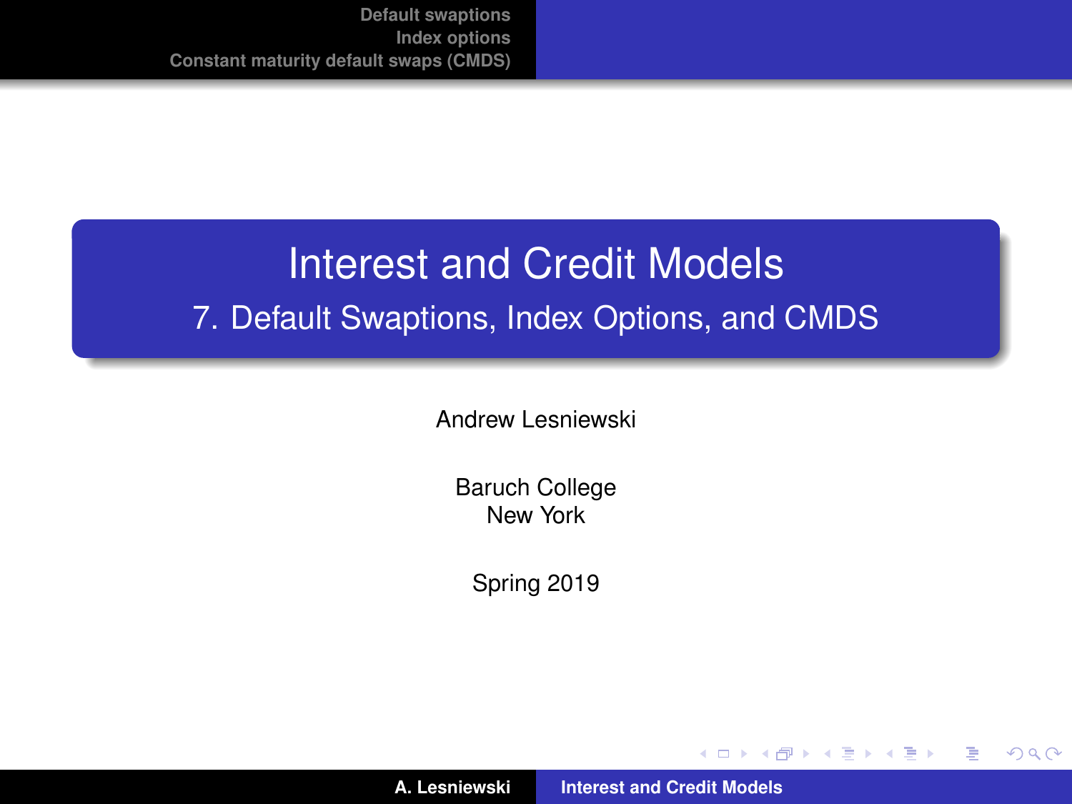# Interest and Credit Models

## 7. Default Swaptions, Index Options, and CMDS

Andrew Lesniewski

Baruch College
New York

Spring 2019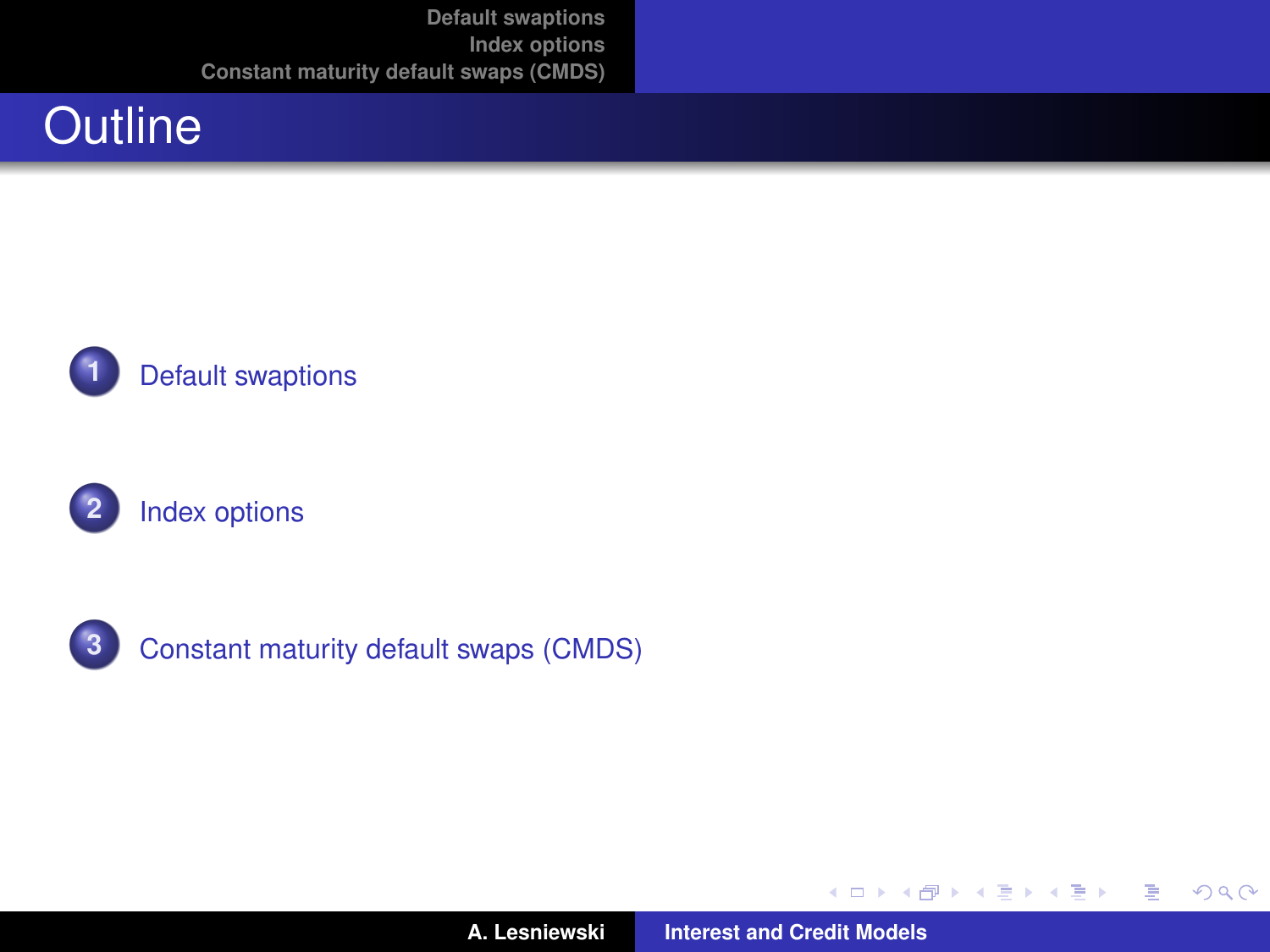# Outline

1. Default swaptions

2. Index options

3. Constant maturity default swaps (CMDS)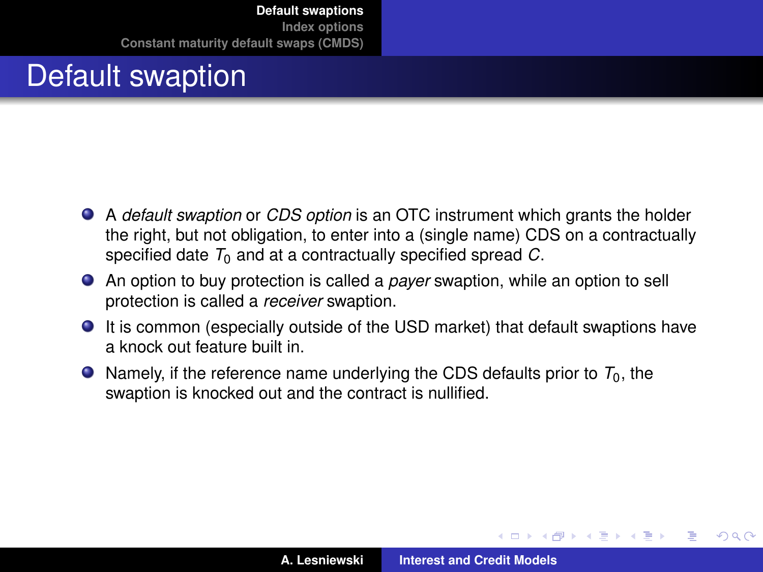# Default swaption

- A *default swaption* or *CDS option* is an OTC instrument which grants the holder the right, but not obligation, to enter into a (single name) CDS on a contractually specified date $T_0$ and at a contractually specified spread $C$.
- An option to buy protection is called a *payer* swaption, while an option to sell protection is called a *receiver* swaption.
- It is common (especially outside of the USD market) that default swaptions have a knock out feature built in.
- Namely, if the reference name underlying the CDS defaults prior to $T_0$, the swaption is knocked out and the contract is nullified.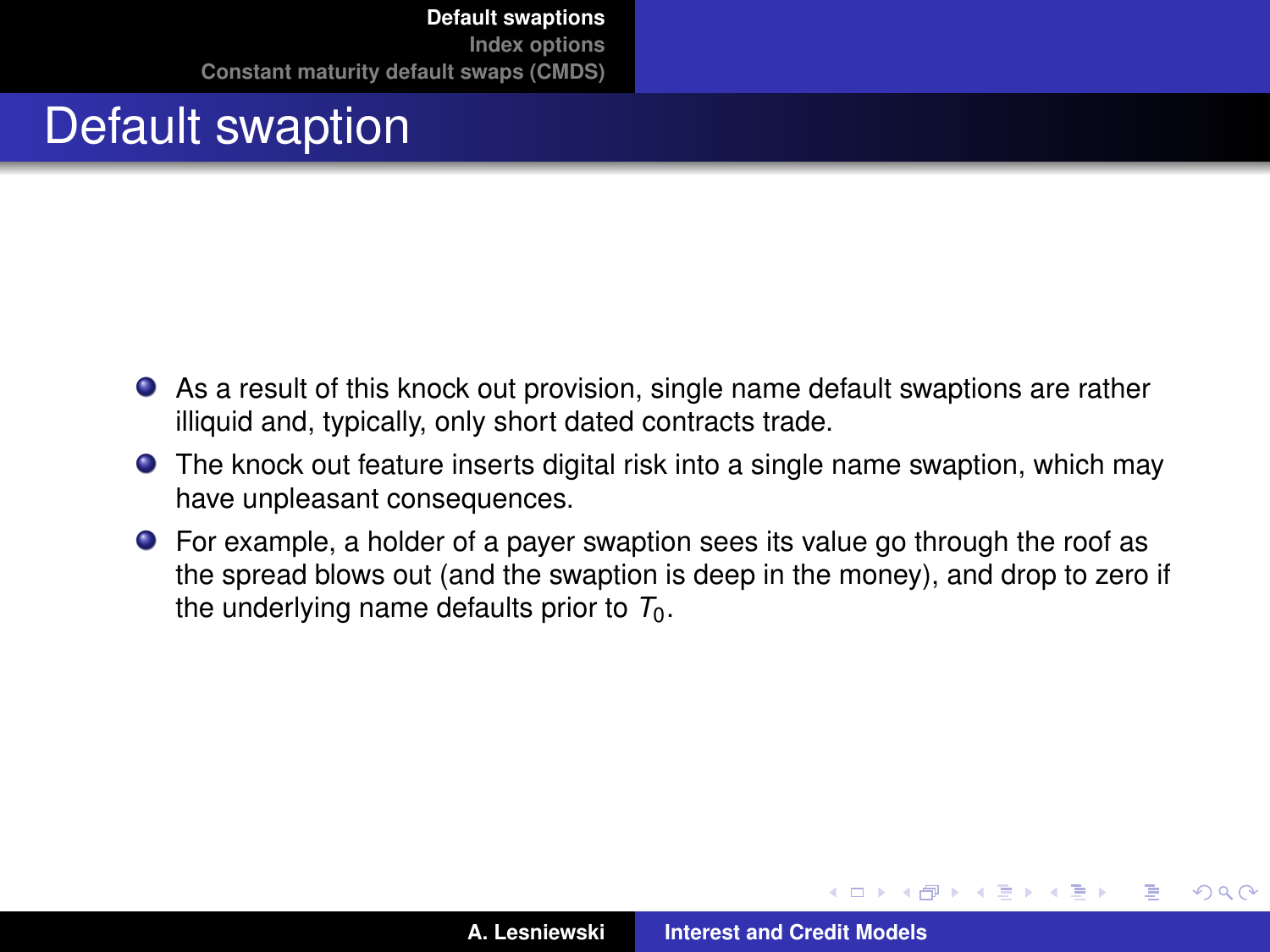# Default swaption

- As a result of this knock out provision, single name default swaptions are rather illiquid and, typically, only short dated contracts trade.
- The knock out feature inserts digital risk into a single name swaption, which may have unpleasant consequences.
- For example, a holder of a payer swaption sees its value go through the roof as the spread blows out (and the swaption is deep in the money), and drop to zero if the underlying name defaults prior to $T_0$.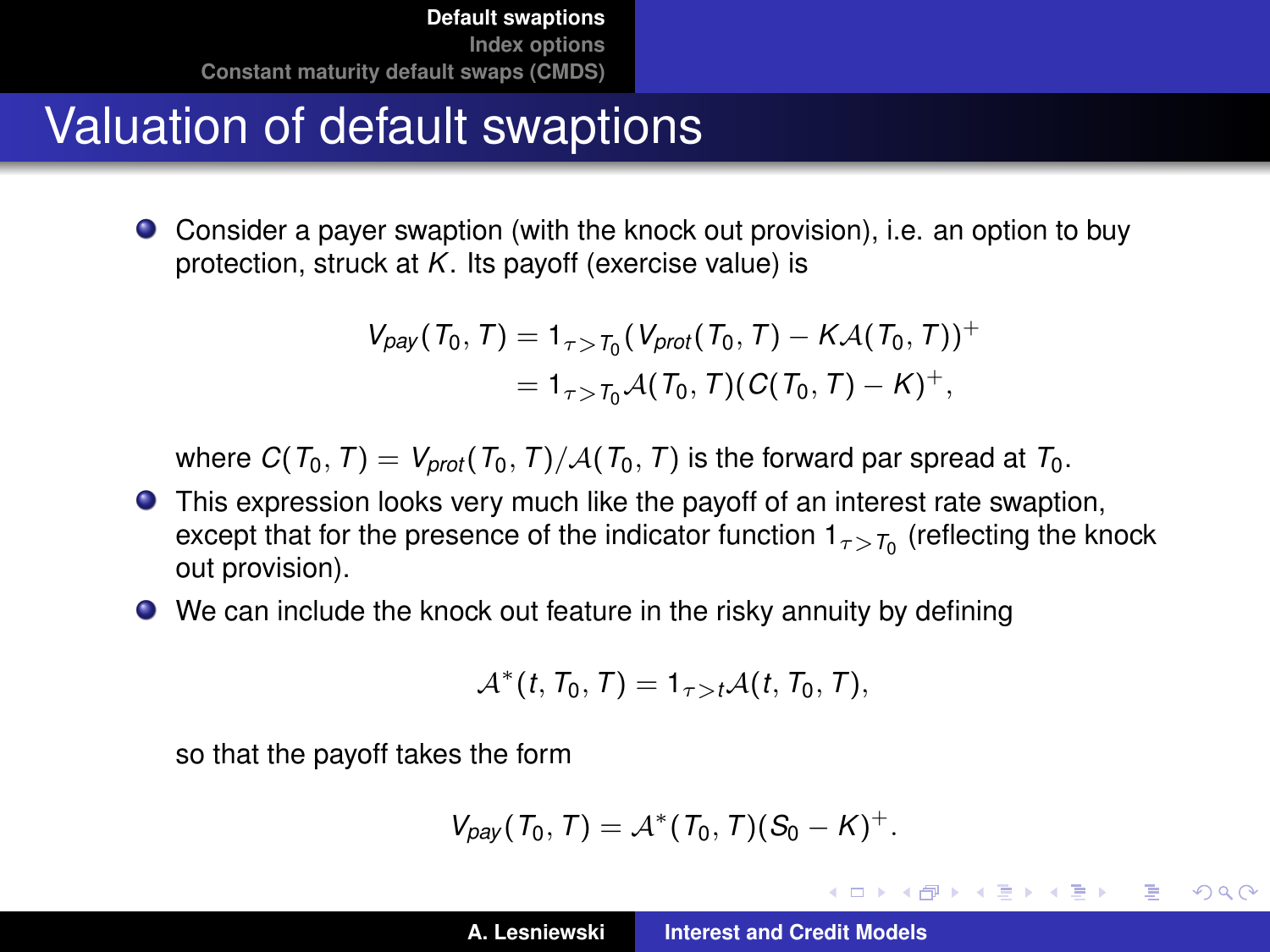# Valuation of default swaptions

- Consider a payer swaption (with the knock out provision), i.e. an option to buy protection, struck at $K$. Its payoff (exercise value) is

$$
\begin{aligned}
V_{pay}(T_0, T) &= 1_{\tau > T_0}(V_{prot}(T_0, T) - K\mathcal{A}(T_0, T))^+ \\
&= 1_{\tau > T_0}\mathcal{A}(T_0, T)(C(T_0, T) - K)^+,
\end{aligned}
$$

  where $C(T_0, T) = V_{prot}(T_0, T)/\mathcal{A}(T_0, T)$ is the forward par spread at $T_0$.

- This expression looks very much like the payoff of an interest rate swaption, except that for the presence of the indicator function $1_{\tau > T_0}$ (reflecting the knock out provision).
- We can include the knock out feature in the risky annuity by defining

$$
\mathcal{A}^*(t, T_0, T) = 1_{\tau > t}\mathcal{A}(t, T_0, T),
$$

  so that the payoff takes the form

$$
V_{pay}(T_0, T) = \mathcal{A}^*(T_0, T)(S_0 - K)^+.
$$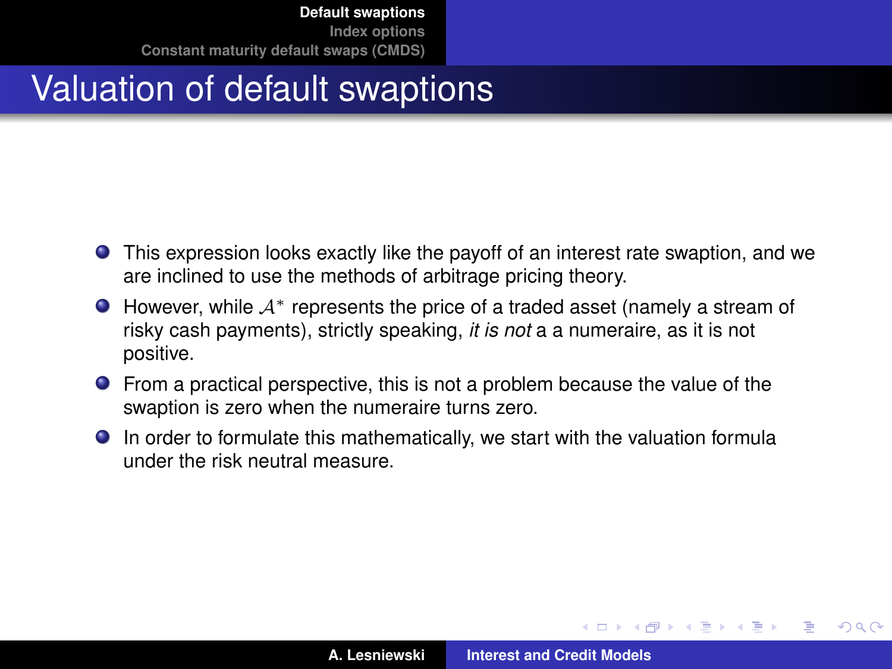# Valuation of default swaptions

- This expression looks exactly like the payoff of an interest rate swaption, and we are inclined to use the methods of arbitrage pricing theory.
- However, while $\mathcal{A}^*$ represents the price of a traded asset (namely a stream of risky cash payments), strictly speaking, *it is not* a a numeraire, as it is not positive.
- From a practical perspective, this is not a problem because the value of the swaption is zero when the numeraire turns zero.
- In order to formulate this mathematically, we start with the valuation formula under the risk neutral measure.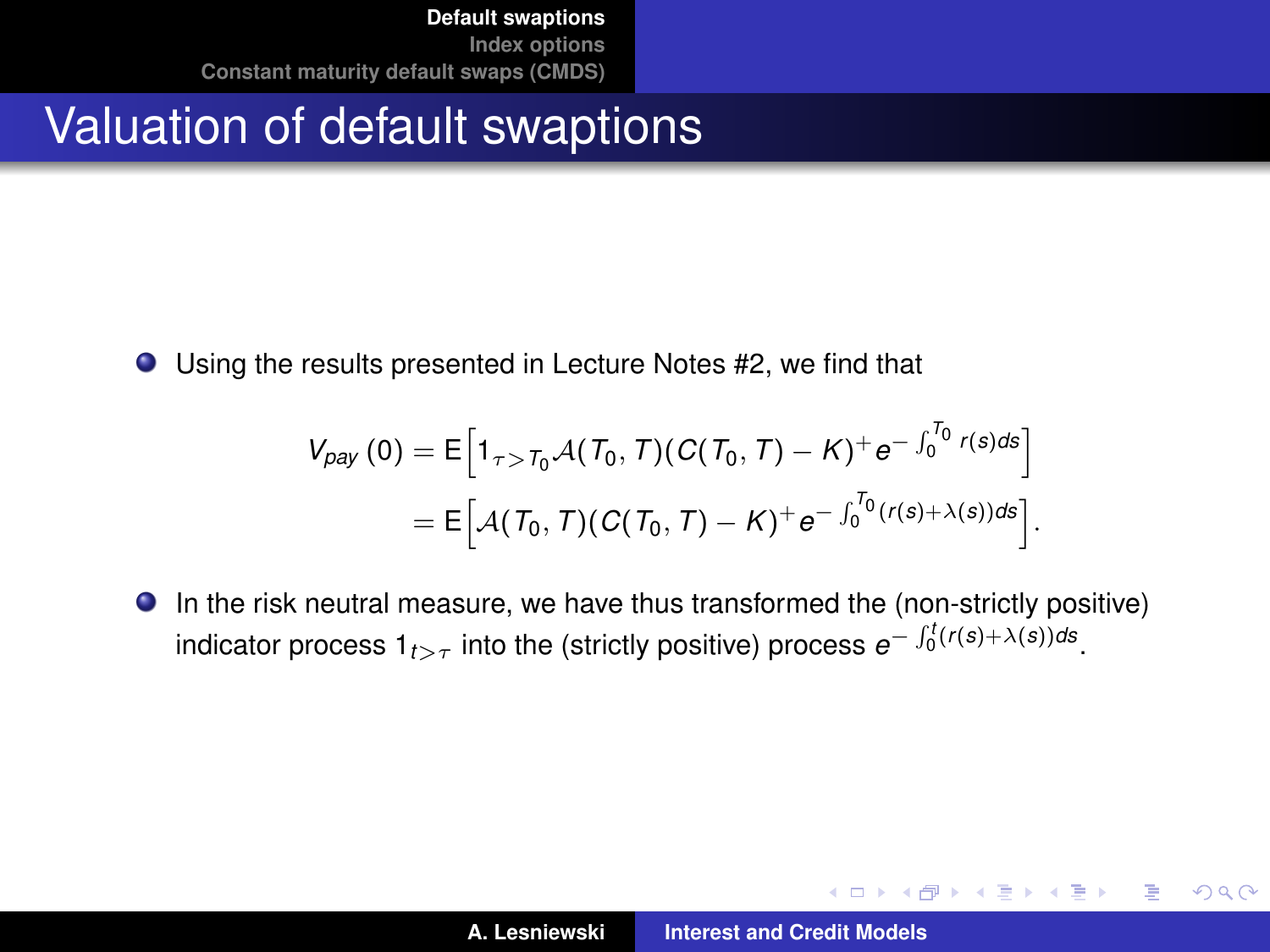# Valuation of default swaptions

- Using the results presented in Lecture Notes #2, we find that

$$
\begin{aligned}
V_{pay}(0) &= \mathrm{E}\Big[1_{\tau > T_0} \mathcal{A}(T_0, T)(C(T_0, T) - K)^+ e^{-\int_0^{T_0} r(s)ds}\Big] \\
&= \mathrm{E}\Big[\mathcal{A}(T_0, T)(C(T_0, T) - K)^+ e^{-\int_0^{T_0}(r(s)+\lambda(s))ds}\Big].
\end{aligned}
$$

- In the risk neutral measure, we have thus transformed the (non-strictly positive) indicator process $1_{t>\tau}$ into the (strictly positive) process $e^{-\int_0^t (r(s)+\lambda(s))ds}$.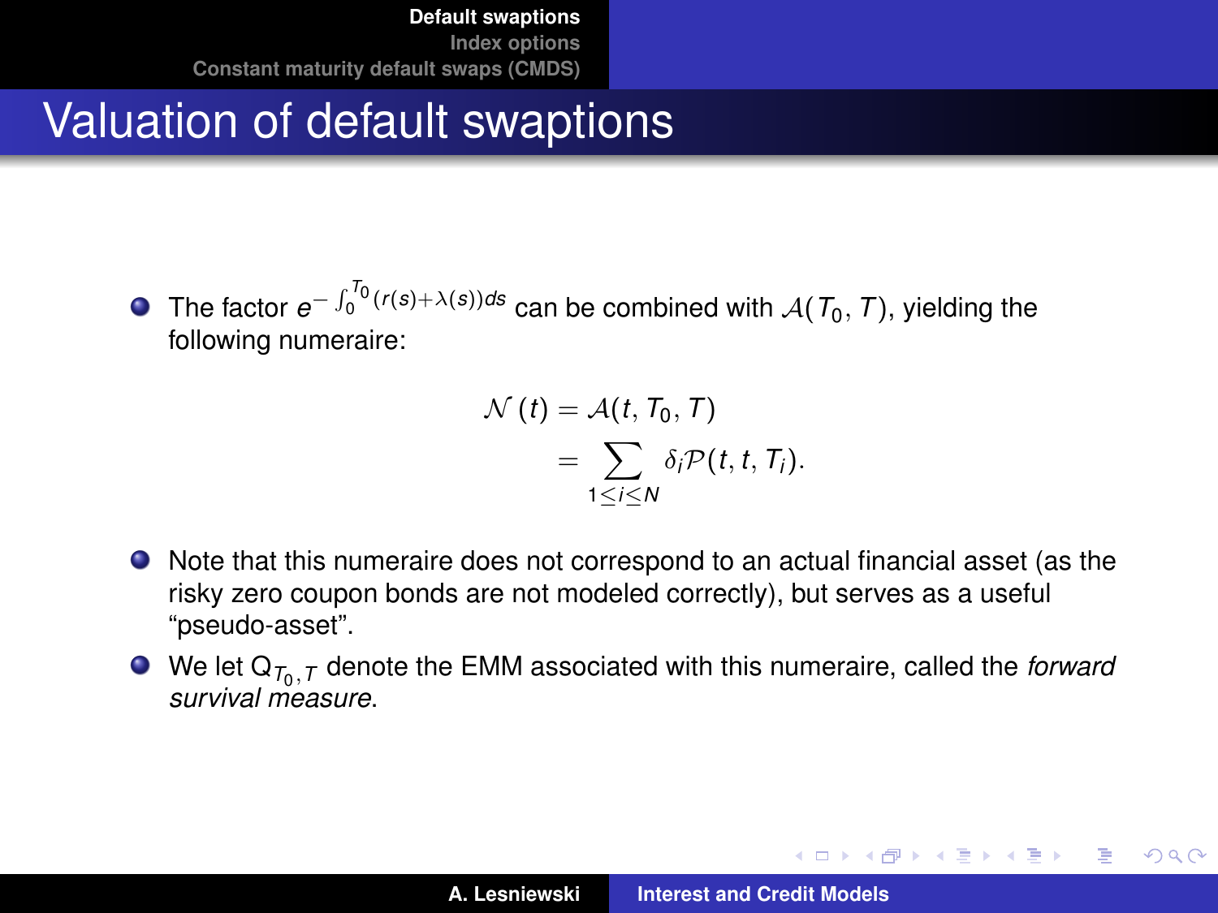## Valuation of default swaptions

- The factor $e^{-\int_0^{T_0}(r(s)+\lambda(s))ds}$ can be combined with $\mathcal{A}(T_0, T)$, yielding the following numeraire:

$$
\begin{aligned}
\mathcal{N}(t) &= \mathcal{A}(t, T_0, T) \\
&= \sum_{1 \le i \le N} \delta_i \mathcal{P}(t, t, T_i).
\end{aligned}
$$

- Note that this numeraire does not correspond to an actual financial asset (as the risky zero coupon bonds are not modeled correctly), but serves as a useful "pseudo-asset".
- We let $\mathsf{Q}_{T_0,T}$ denote the EMM associated with this numeraire, called the *forward survival measure*.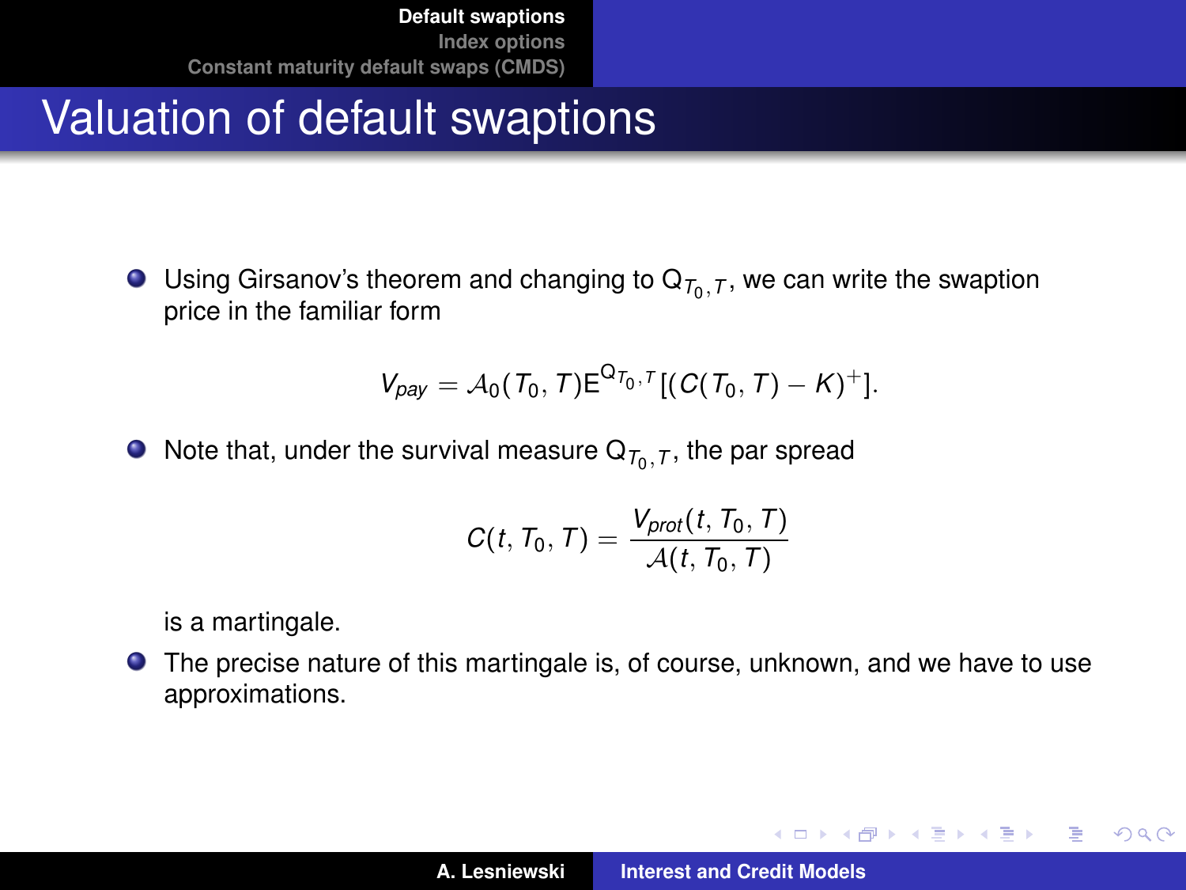# Valuation of default swaptions

- Using Girsanov's theorem and changing to $Q_{T_0,T}$, we can write the swaption price in the familiar form

$$V_{pay} = \mathcal{A}_0(T_0, T) \mathrm{E}^{Q_{T_0,T}}[(C(T_0, T) - K)^+].$$

- Note that, under the survival measure $Q_{T_0,T}$, the par spread

$$C(t, T_0, T) = \frac{V_{prot}(t, T_0, T)}{\mathcal{A}(t, T_0, T)}$$

  is a martingale.

- The precise nature of this martingale is, of course, unknown, and we have to use approximations.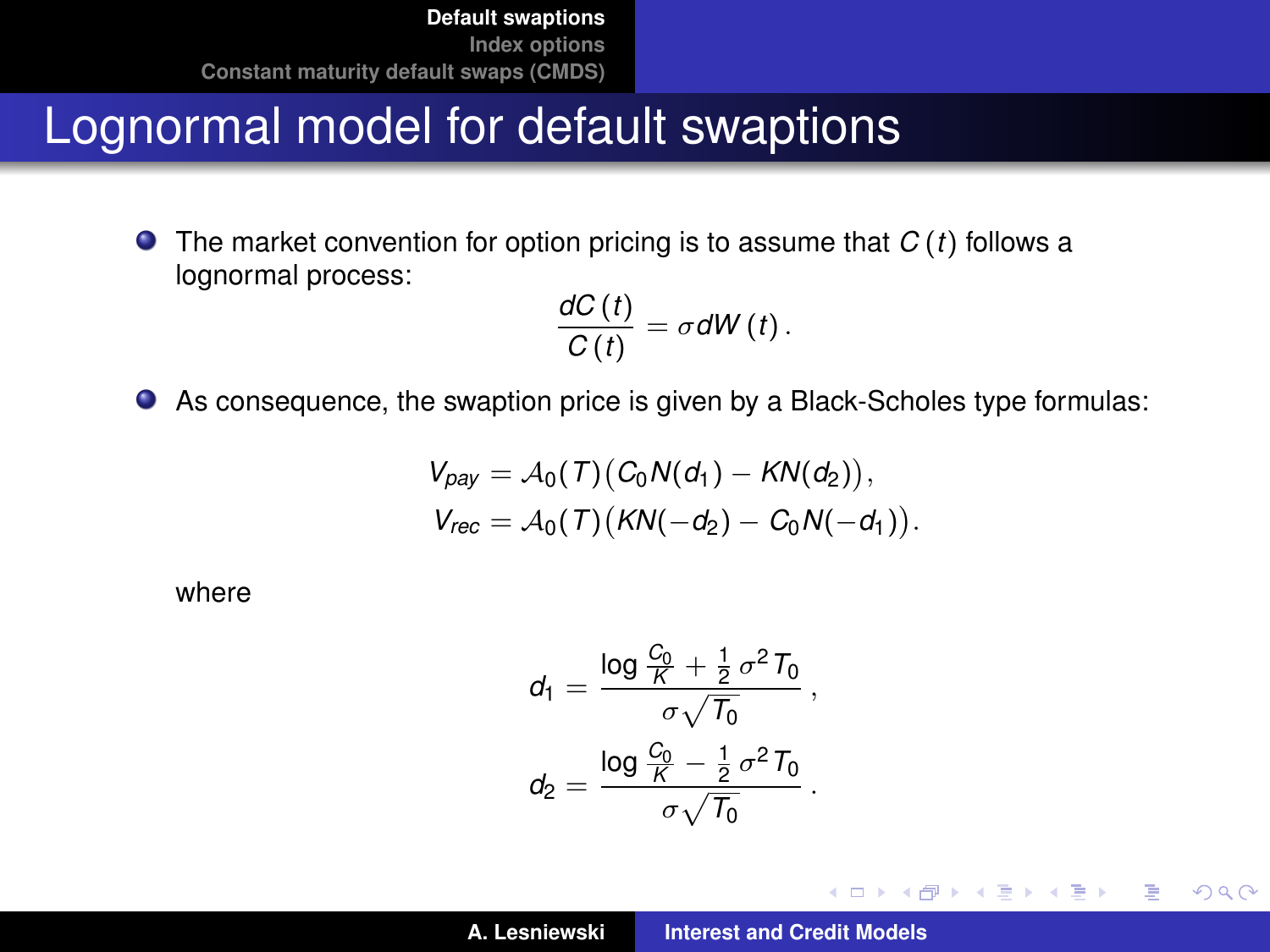# Lognormal model for default swaptions

- The market convention for option pricing is to assume that $C(t)$ follows a lognormal process:

$$\frac{dC(t)}{C(t)} = \sigma dW(t).$$

- As consequence, the swaption price is given by a Black-Scholes type formulas:

$$V_{pay} = \mathcal{A}_0(T)\big(C_0 N(d_1) - KN(d_2)\big),$$
$$V_{rec} = \mathcal{A}_0(T)\big(KN(-d_2) - C_0 N(-d_1)\big).$$

where

$$d_1 = \frac{\log \frac{C_0}{K} + \frac{1}{2}\sigma^2 T_0}{\sigma\sqrt{T_0}},$$

$$d_2 = \frac{\log \frac{C_0}{K} - \frac{1}{2}\sigma^2 T_0}{\sigma\sqrt{T_0}}.$$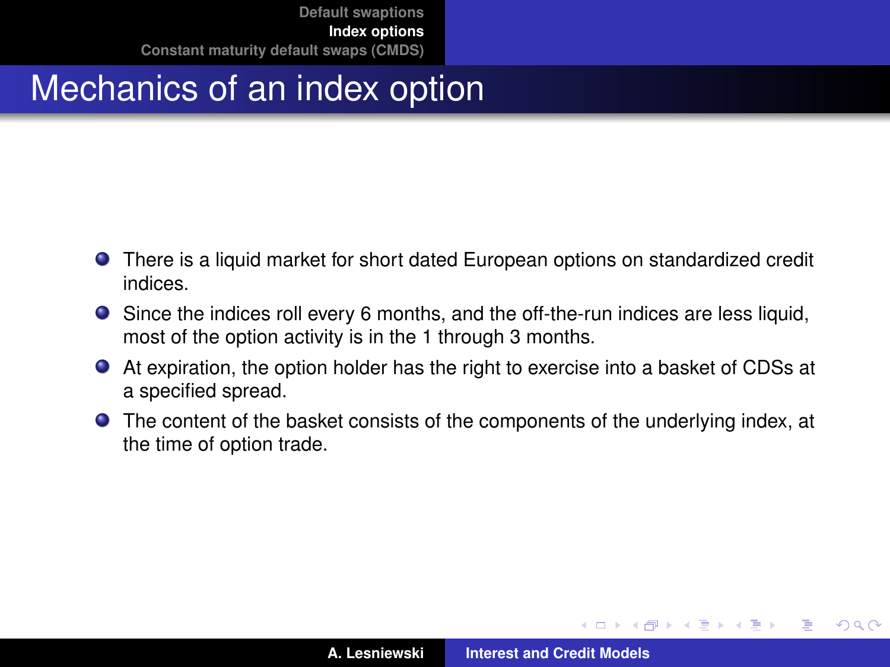# Mechanics of an index option

- There is a liquid market for short dated European options on standardized credit indices.
- Since the indices roll every 6 months, and the off-the-run indices are less liquid, most of the option activity is in the 1 through 3 months.
- At expiration, the option holder has the right to exercise into a basket of CDSs at a specified spread.
- The content of the basket consists of the components of the underlying index, at the time of option trade.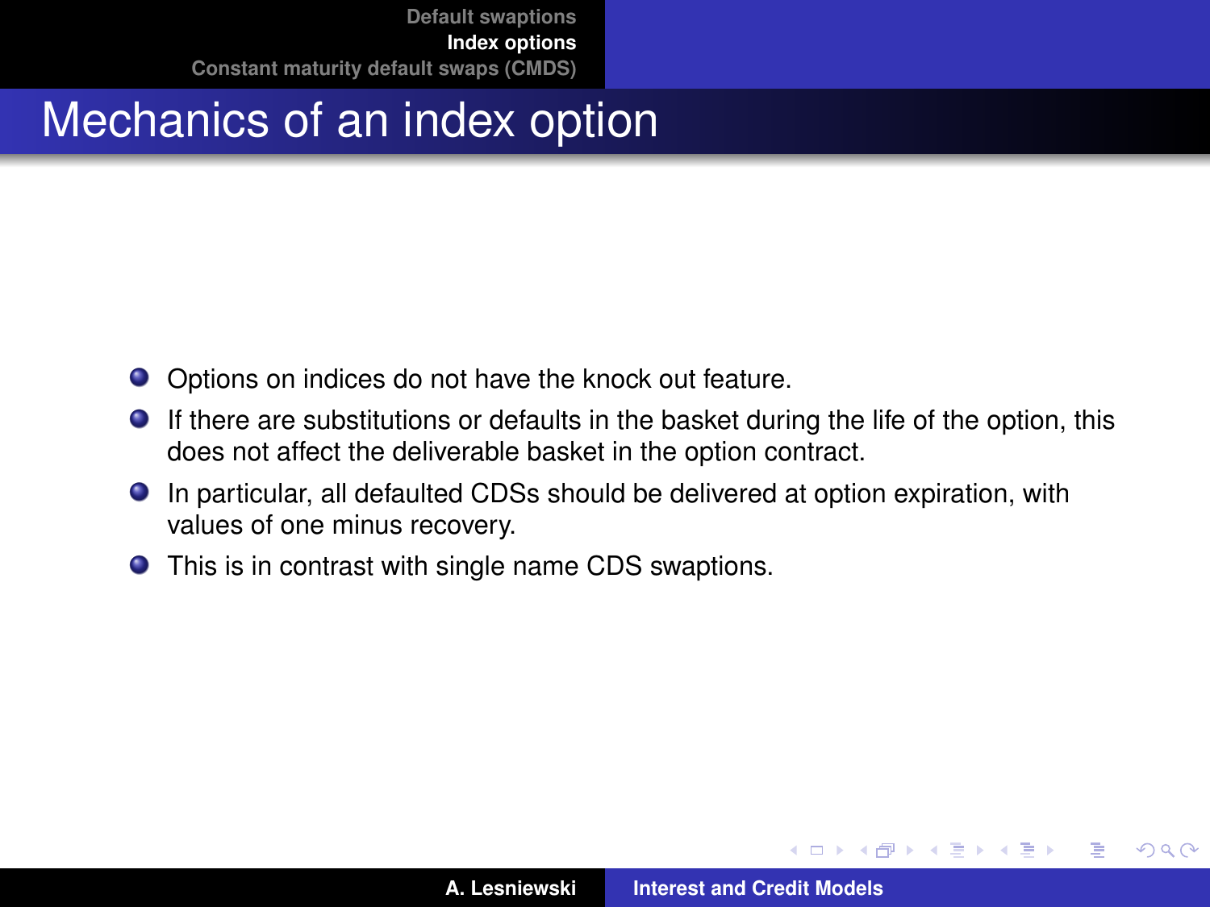# Mechanics of an index option

- Options on indices do not have the knock out feature.
- If there are substitutions or defaults in the basket during the life of the option, this does not affect the deliverable basket in the option contract.
- In particular, all defaulted CDSs should be delivered at option expiration, with values of one minus recovery.
- This is in contrast with single name CDS swaptions.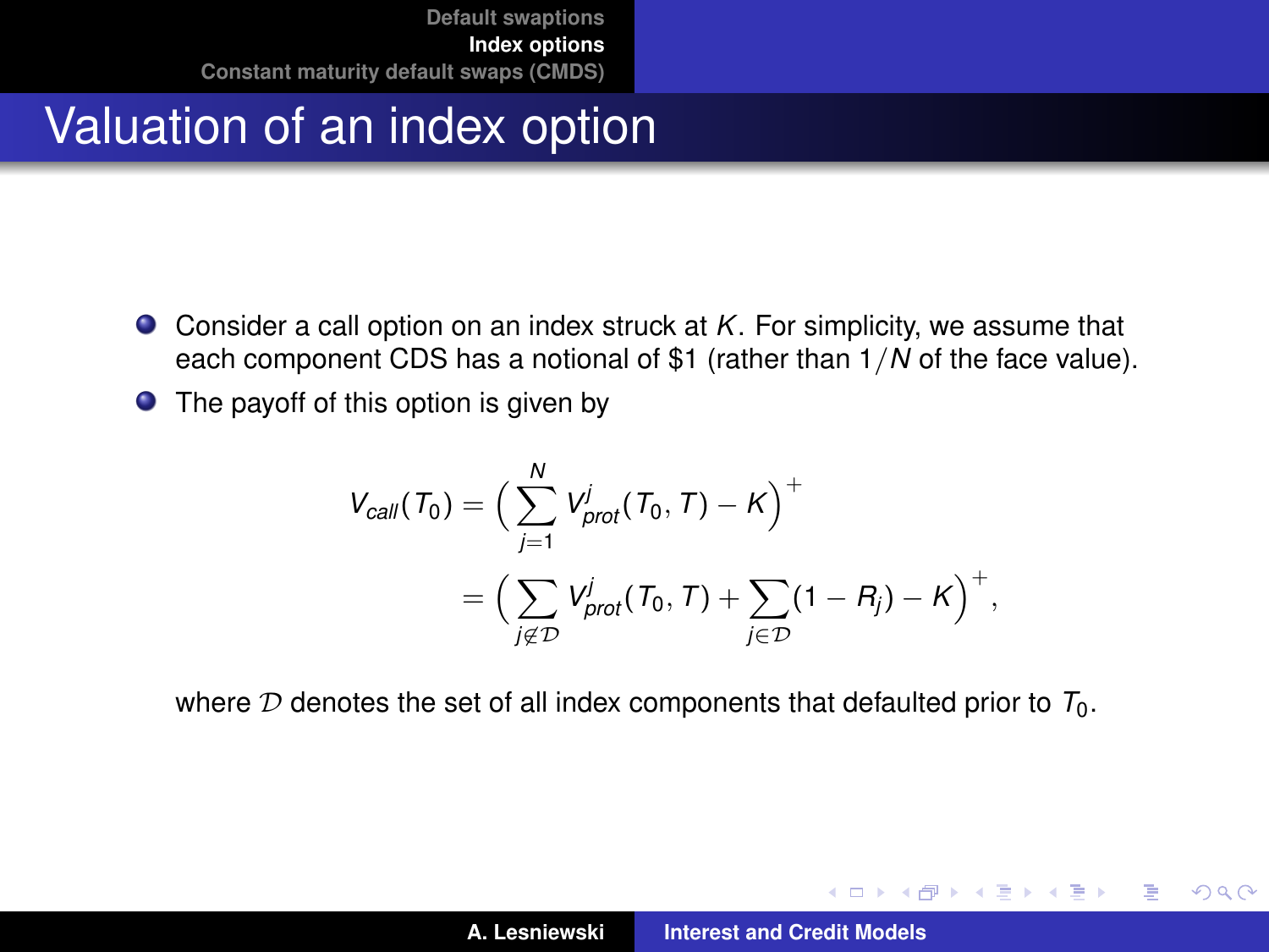# Valuation of an index option

- Consider a call option on an index struck at $K$. For simplicity, we assume that each component CDS has a notional of \$1 (rather than $1/N$ of the face value).
- The payoff of this option is given by

$$
\begin{aligned}
V_{call}(T_0) &= \Big( \sum_{j=1}^{N} V^j_{prot}(T_0, T) - K \Big)^+ \\
&= \Big( \sum_{j \notin \mathcal{D}} V^j_{prot}(T_0, T) + \sum_{j \in \mathcal{D}} (1 - R_j) - K \Big)^+ ,
\end{aligned}
$$

where $\mathcal{D}$ denotes the set of all index components that defaulted prior to $T_0$.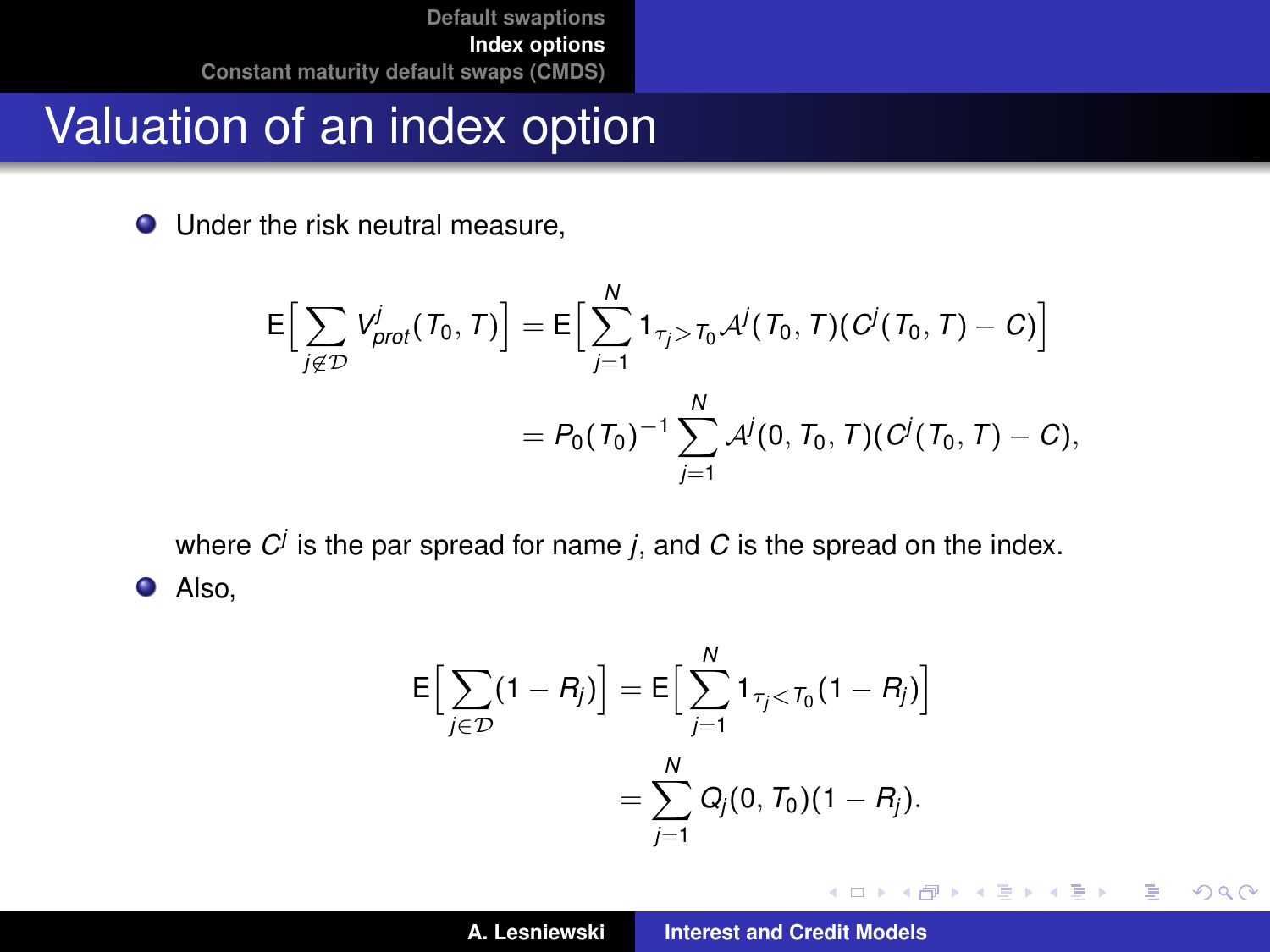# Valuation of an index option

- Under the risk neutral measure,

$$\mathrm{E}\Big[\sum_{j\notin\mathcal{D}} V^j_{prot}(T_0,T)\Big] = \mathrm{E}\Big[\sum_{j=1}^{N} 1_{\tau_j>T_0}\mathcal{A}^j(T_0,T)(C^j(T_0,T)-C)\Big]$$

$$= P_0(T_0)^{-1}\sum_{j=1}^{N}\mathcal{A}^j(0,T_0,T)(C^j(T_0,T)-C),$$

  where $C^j$ is the par spread for name $j$, and $C$ is the spread on the index.

- Also,

$$\mathrm{E}\Big[\sum_{j\in\mathcal{D}}(1-R_j)\Big] = \mathrm{E}\Big[\sum_{j=1}^{N} 1_{\tau_j<T_0}(1-R_j)\Big]$$

$$= \sum_{j=1}^{N} Q_j(0,T_0)(1-R_j).$$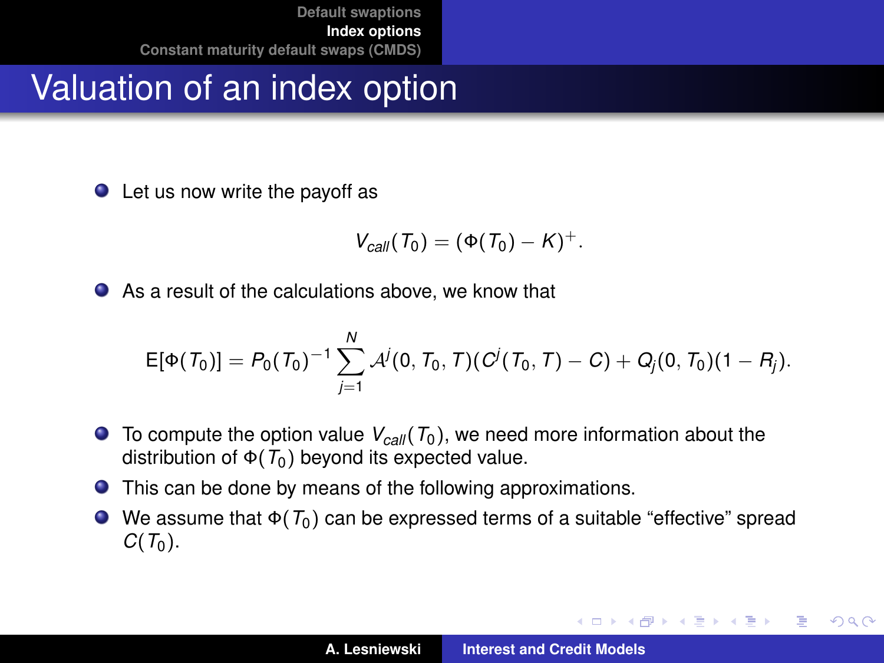# Valuation of an index option

- Let us now write the payoff as

$$V_{call}(T_0) = (\Phi(T_0) - K)^+.$$

- As a result of the calculations above, we know that

$$\mathrm{E}[\Phi(T_0)] = P_0(T_0)^{-1} \sum_{j=1}^{N} \mathcal{A}^j(0, T_0, T)(C^j(T_0, T) - C) + Q_j(0, T_0)(1 - R_j).$$

- To compute the option value $V_{call}(T_0)$, we need more information about the distribution of $\Phi(T_0)$ beyond its expected value.
- This can be done by means of the following approximations.
- We assume that $\Phi(T_0)$ can be expressed terms of a suitable "effective" spread $C(T_0)$.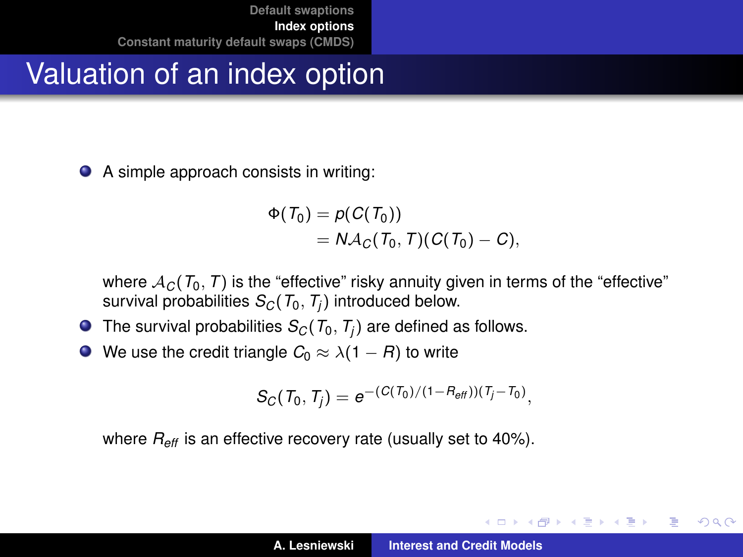# Valuation of an index option

- A simple approach consists in writing:

$$\begin{aligned}\Phi(T_0) &= p(C(T_0)) \\ &= N\mathcal{A}_C(T_0, T)(C(T_0) - C),\end{aligned}$$

where $\mathcal{A}_C(T_0, T)$ is the "effective" risky annuity given in terms of the "effective" survival probabilities $S_C(T_0, T_j)$ introduced below.

- The survival probabilities $S_C(T_0, T_j)$ are defined as follows.
- We use the credit triangle $C_0 \approx \lambda(1 - R)$ to write

$$S_C(T_0, T_j) = e^{-(C(T_0)/(1-R_{eff}))(T_j - T_0)},$$

where $R_{eff}$ is an effective recovery rate (usually set to 40%).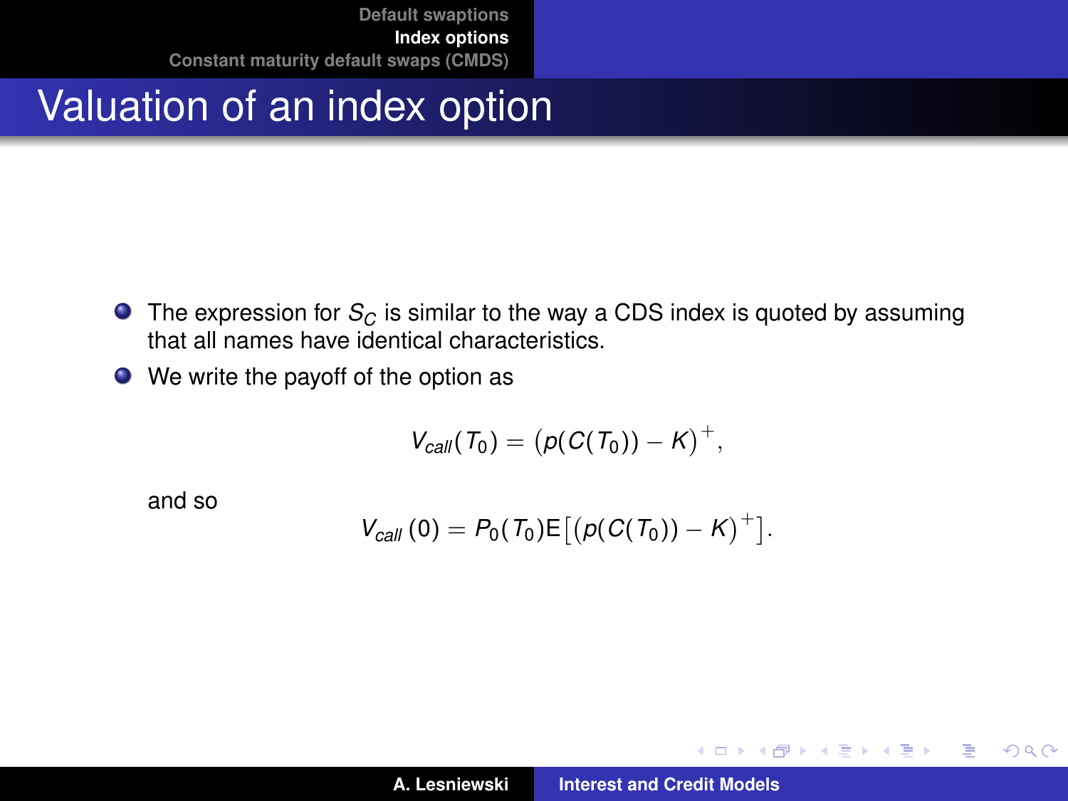# Valuation of an index option

- The expression for $S_C$ is similar to the way a CDS index is quoted by assuming that all names have identical characteristics.
- We write the payoff of the option as

$$V_{call}(T_0) = \big(p(C(T_0)) - K\big)^+,$$

and so

$$V_{call}(0) = P_0(T_0)\mathsf{E}\big[\big(p(C(T_0)) - K\big)^+\big].$$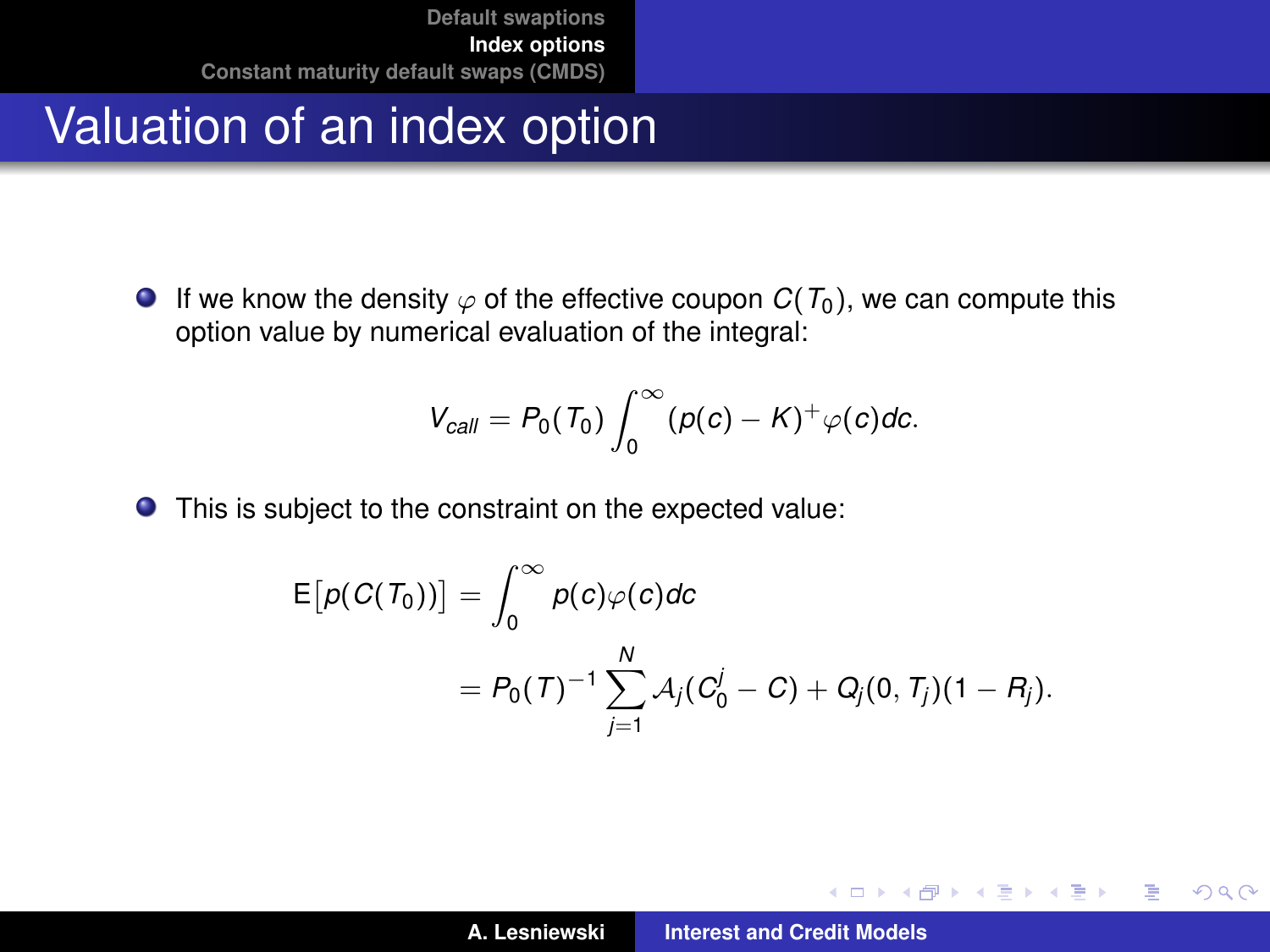# Valuation of an index option

- If we know the density $\varphi$ of the effective coupon $C(T_0)$, we can compute this option value by numerical evaluation of the integral:

$$V_{call} = P_0(T_0) \int_0^\infty (p(c) - K)^+ \varphi(c) dc.$$

- This is subject to the constraint on the expected value:

$$\begin{aligned} \mathsf{E}\big[p(C(T_0))\big] &= \int_0^\infty p(c)\varphi(c) dc \\ &= P_0(T)^{-1} \sum_{j=1}^{N} \mathcal{A}_j(C_0^j - C) + Q_j(0, T_j)(1 - R_j). \end{aligned}$$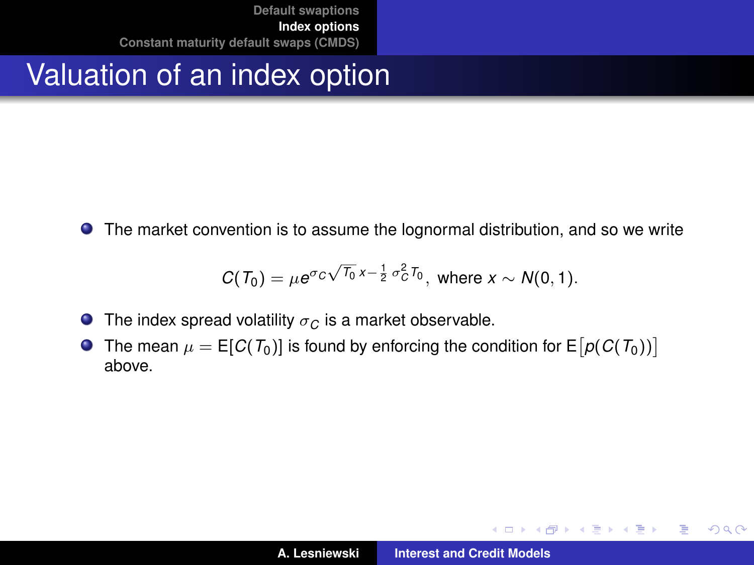# Valuation of an index option

- The market convention is to assume the lognormal distribution, and so we write

$$C(T_0) = \mu e^{\sigma_C \sqrt{T_0}\, x - \frac{1}{2}\sigma_C^2 T_0}, \text{ where } x \sim N(0,1).$$

- The index spread volatility $\sigma_C$ is a market observable.
- The mean $\mu = \mathrm{E}[C(T_0)]$ is found by enforcing the condition for $\mathrm{E}\big[p(C(T_0))\big]$ above.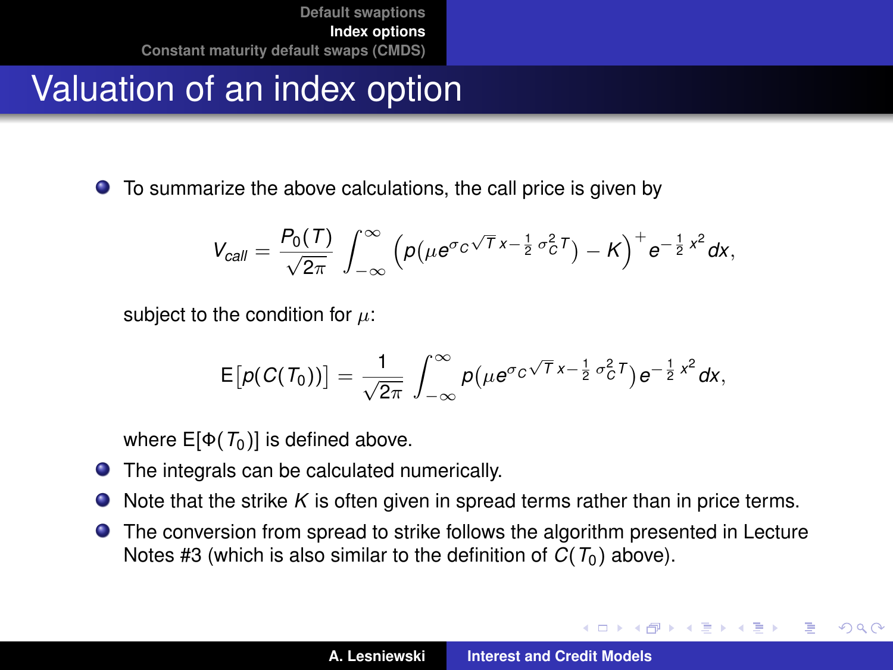# Valuation of an index option

- To summarize the above calculations, the call price is given by

$$V_{call} = \frac{P_0(T)}{\sqrt{2\pi}} \int_{-\infty}^{\infty} \left( p\left(\mu e^{\sigma_C \sqrt{T}\, x - \frac{1}{2}\,\sigma_C^2 T}\right) - K \right)^+ e^{-\frac{1}{2}\,x^2} dx,$$

  subject to the condition for $\mu$:

$$\mathsf{E}\left[p(C(T_0))\right] = \frac{1}{\sqrt{2\pi}} \int_{-\infty}^{\infty} p\left(\mu e^{\sigma_C \sqrt{T}\, x - \frac{1}{2}\,\sigma_C^2 T}\right) e^{-\frac{1}{2}\,x^2} dx,$$

  where $\mathsf{E}[\Phi(T_0)]$ is defined above.

- The integrals can be calculated numerically.
- Note that the strike $K$ is often given in spread terms rather than in price terms.
- The conversion from spread to strike follows the algorithm presented in Lecture Notes #3 (which is also similar to the definition of $C(T_0)$ above).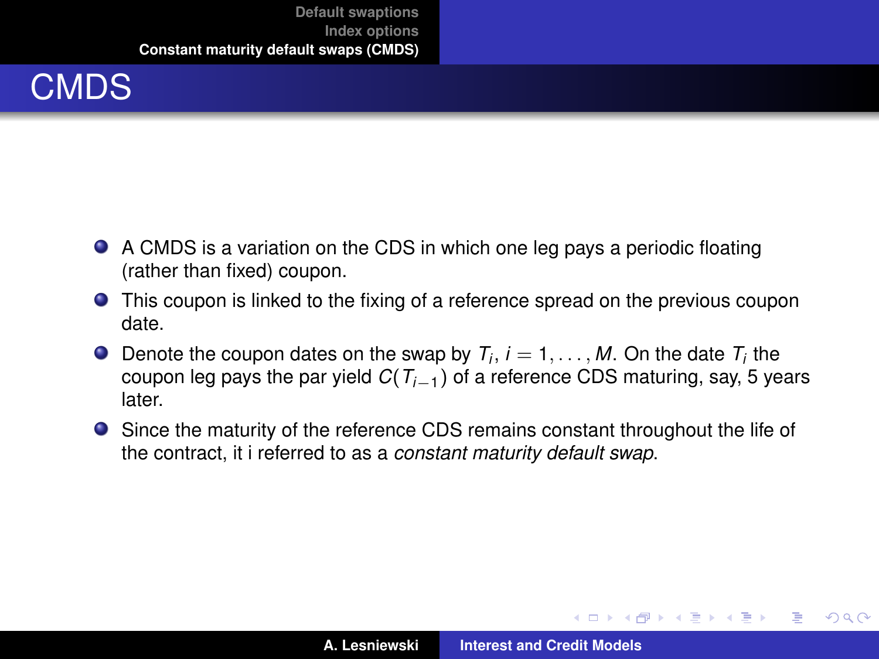# CMDS

- A CMDS is a variation on the CDS in which one leg pays a periodic floating (rather than fixed) coupon.
- This coupon is linked to the fixing of a reference spread on the previous coupon date.
- Denote the coupon dates on the swap by $T_i$, $i = 1, \ldots, M$. On the date $T_i$ the coupon leg pays the par yield $C(T_{i-1})$ of a reference CDS maturing, say, 5 years later.
- Since the maturity of the reference CDS remains constant throughout the life of the contract, it i referred to as a *constant maturity default swap*.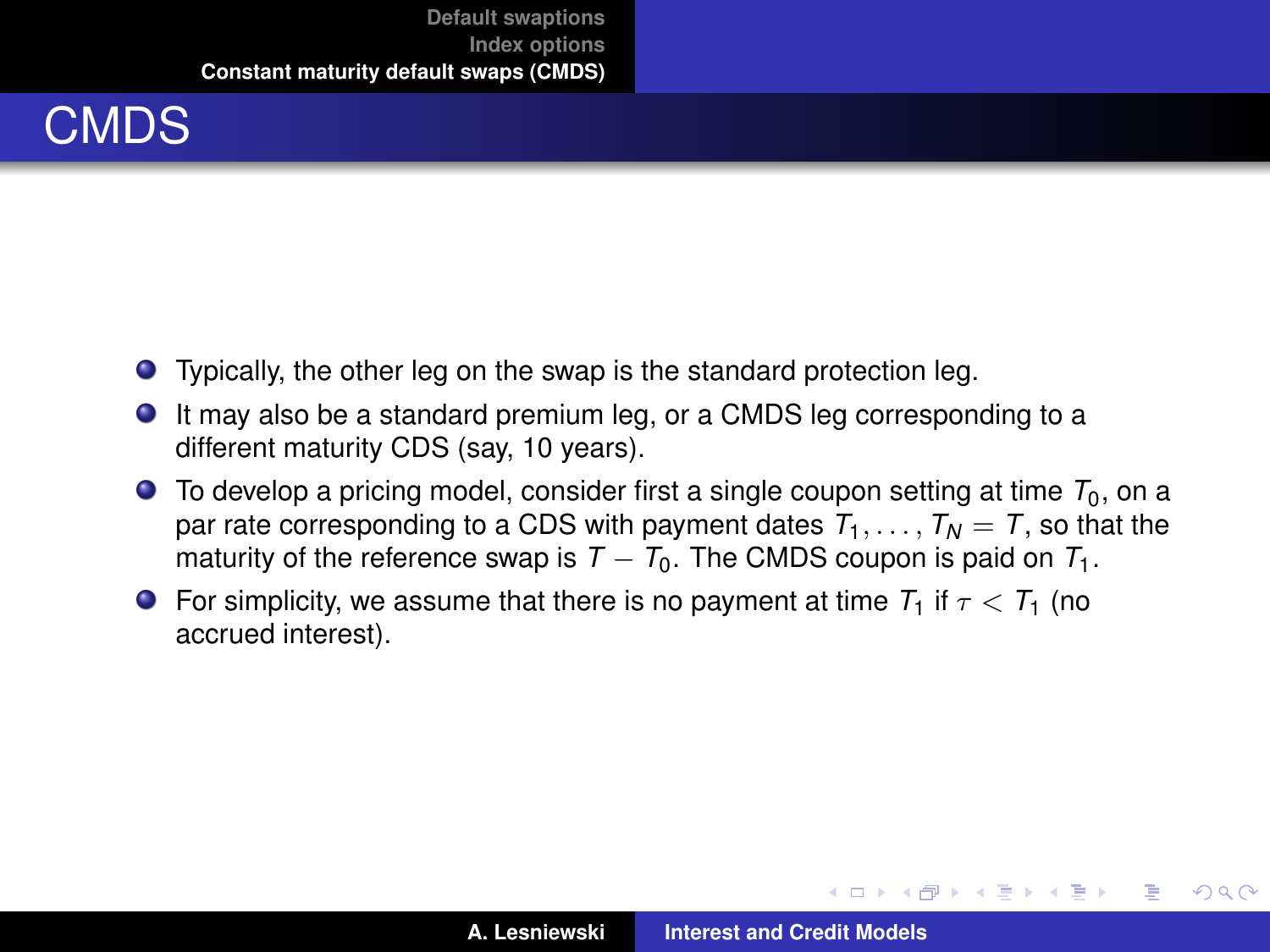# CMDS

- Typically, the other leg on the swap is the standard protection leg.
- It may also be a standard premium leg, or a CMDS leg corresponding to a different maturity CDS (say, 10 years).
- To develop a pricing model, consider first a single coupon setting at time $T_0$, on a par rate corresponding to a CDS with payment dates $T_1, \ldots, T_N = T$, so that the maturity of the reference swap is $T - T_0$. The CMDS coupon is paid on $T_1$.
- For simplicity, we assume that there is no payment at time $T_1$ if $\tau < T_1$ (no accrued interest).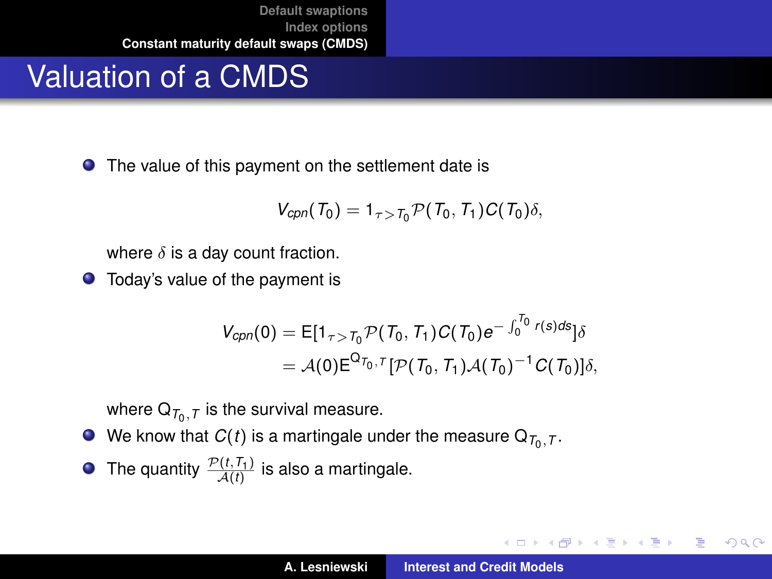# Valuation of a CMDS

- The value of this payment on the settlement date is

$$V_{cpn}(T_0) = 1_{\tau > T_0} \mathcal{P}(T_0, T_1) C(T_0) \delta,$$

where $\delta$ is a day count fraction.

- Today's value of the payment is

$$\begin{aligned} V_{cpn}(0) &= \mathsf{E}[1_{\tau > T_0} \mathcal{P}(T_0, T_1) C(T_0) e^{-\int_0^{T_0} r(s) ds}] \delta \\ &= \mathcal{A}(0) \mathsf{E}^{\mathsf{Q}_{T_0, T}} [\mathcal{P}(T_0, T_1) \mathcal{A}(T_0)^{-1} C(T_0)] \delta, \end{aligned}$$

where $\mathsf{Q}_{T_0, T}$ is the survival measure.

- We know that $C(t)$ is a martingale under the measure $\mathsf{Q}_{T_0, T}$.
- The quantity $\frac{\mathcal{P}(t, T_1)}{\mathcal{A}(t)}$ is also a martingale.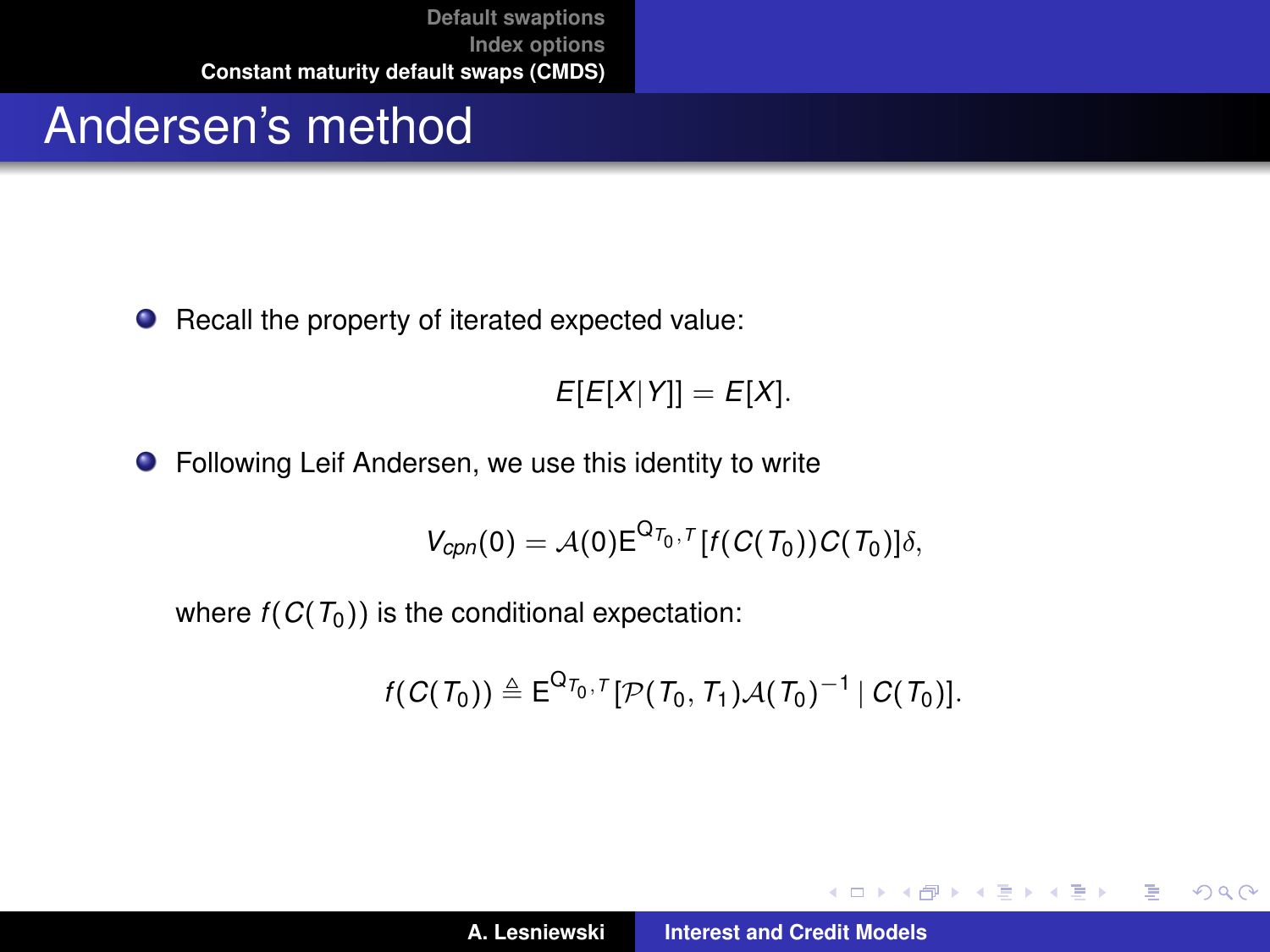# Andersen's method

- Recall the property of iterated expected value:

$$E[E[X|Y]] = E[X].$$

- Following Leif Andersen, we use this identity to write

$$V_{cpn}(0) = \mathcal{A}(0)\mathrm{E}^{\mathrm{Q}_{T_0,T}}[f(C(T_0))C(T_0)]\delta,$$

where $f(C(T_0))$ is the conditional expectation:

$$f(C(T_0)) \triangleq \mathrm{E}^{\mathrm{Q}_{T_0,T}}[\mathcal{P}(T_0, T_1)\mathcal{A}(T_0)^{-1} \mid C(T_0)].$$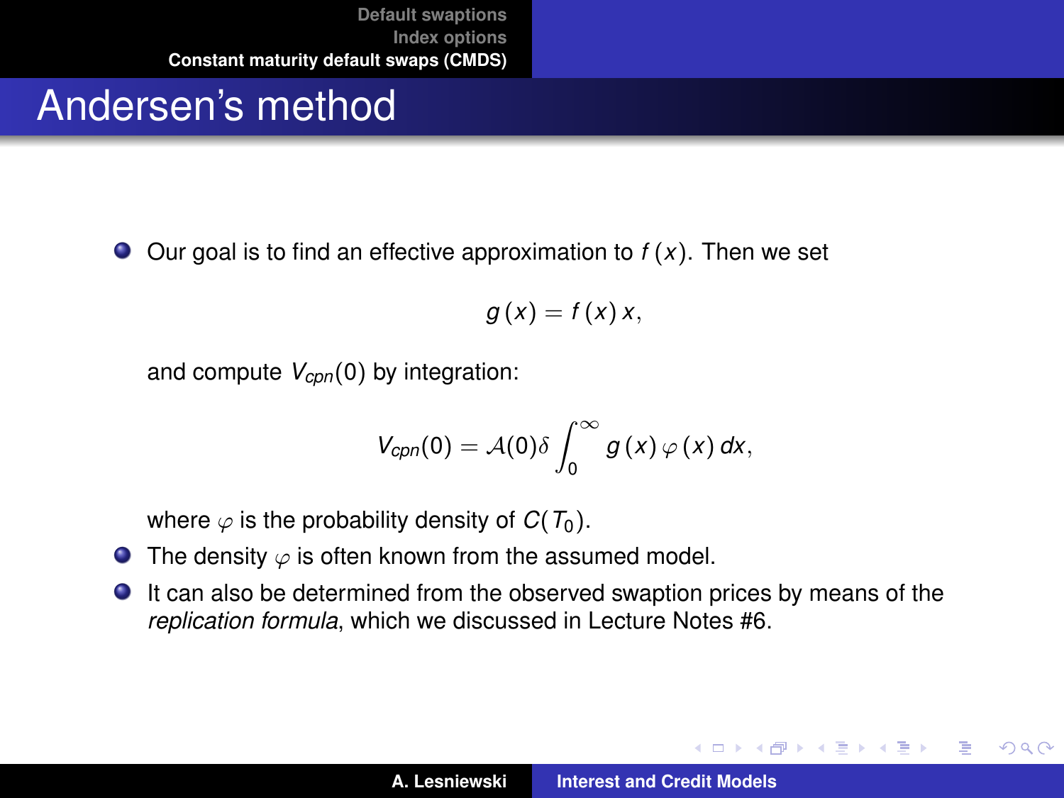# Andersen's method

- Our goal is to find an effective approximation to $f(x)$. Then we set

$$g(x) = f(x)\,x,$$

and compute $V_{cpn}(0)$ by integration:

$$V_{cpn}(0) = \mathcal{A}(0)\delta \int_0^\infty g(x)\,\varphi(x)\,dx,$$

where $\varphi$ is the probability density of $C(T_0)$.

- The density $\varphi$ is often known from the assumed model.
- It can also be determined from the observed swaption prices by means of the *replication formula*, which we discussed in Lecture Notes #6.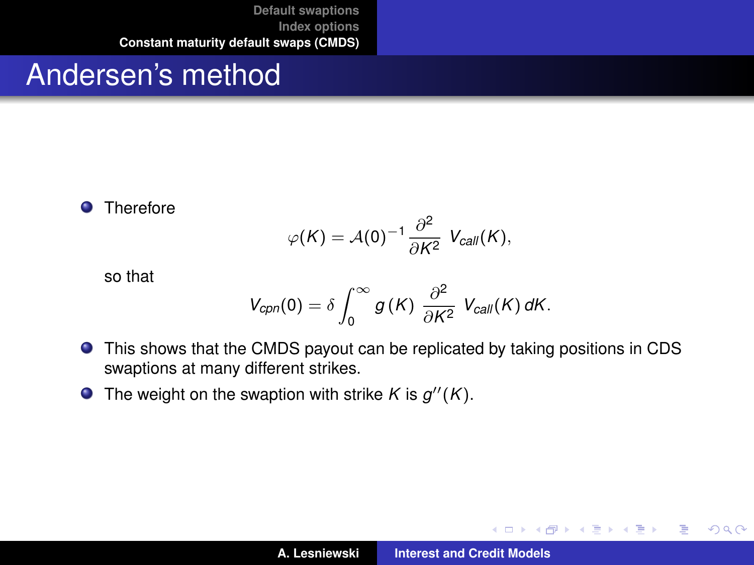# Andersen's method

- Therefore

$$\varphi(K) = \mathcal{A}(0)^{-1} \frac{\partial^2}{\partial K^2} V_{call}(K),$$

so that

$$V_{cpn}(0) = \delta \int_0^\infty g(K) \frac{\partial^2}{\partial K^2} V_{call}(K)\, dK.$$

- This shows that the CMDS payout can be replicated by taking positions in CDS swaptions at many different strikes.
- The weight on the swaption with strike $K$ is $g''(K)$.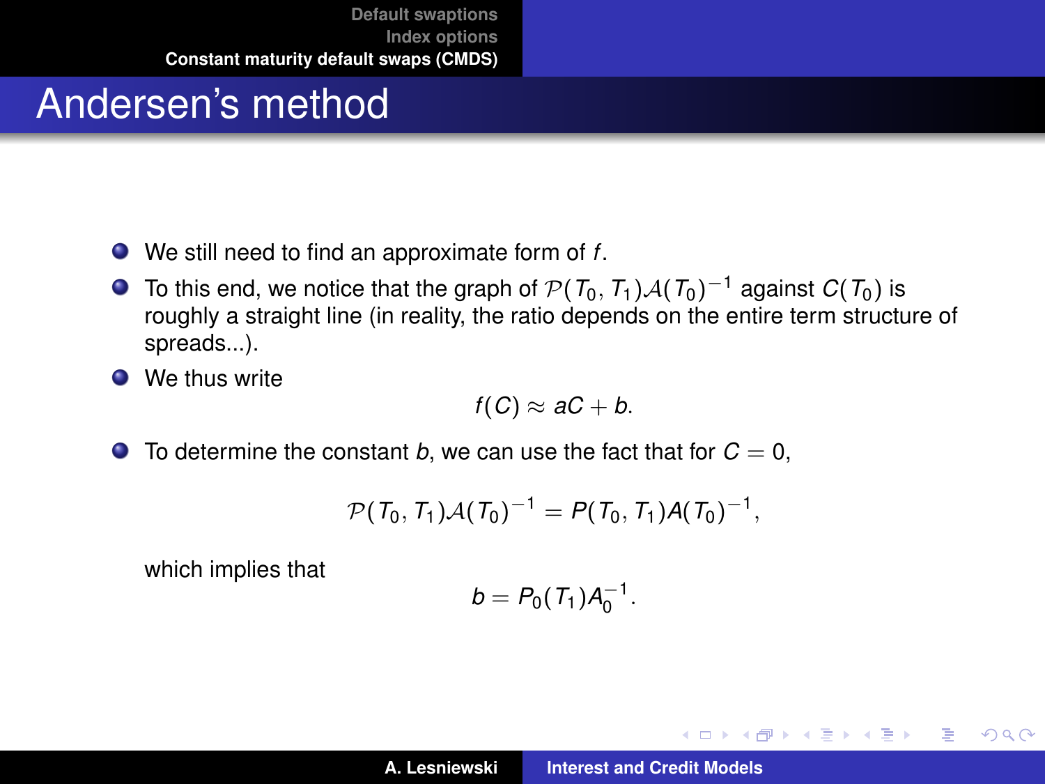# Andersen's method

- We still need to find an approximate form of $f$.
- To this end, we notice that the graph of $\mathcal{P}(T_0, T_1)\mathcal{A}(T_0)^{-1}$ against $C(T_0)$ is roughly a straight line (in reality, the ratio depends on the entire term structure of spreads...).
- We thus write

$$f(C) \approx aC + b.$$

- To determine the constant $b$, we can use the fact that for $C = 0$,

$$\mathcal{P}(T_0, T_1)\mathcal{A}(T_0)^{-1} = P(T_0, T_1)A(T_0)^{-1},$$

  which implies that

$$b = P_0(T_1)A_0^{-1}.$$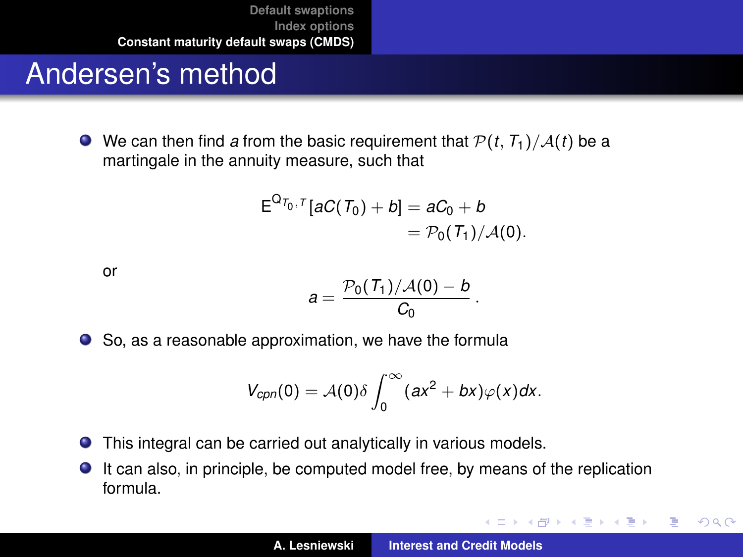# Andersen's method

- We can then find $a$ from the basic requirement that $\mathcal{P}(t, T_1)/\mathcal{A}(t)$ be a martingale in the annuity measure, such that

$$
\begin{aligned}
\mathsf{E}^{\mathsf{Q}_{T_0,T}}[aC(T_0) + b] &= aC_0 + b \\
&= \mathcal{P}_0(T_1)/\mathcal{A}(0).
\end{aligned}
$$

  or

$$
a = \frac{\mathcal{P}_0(T_1)/\mathcal{A}(0) - b}{C_0}.
$$

- So, as a reasonable approximation, we have the formula

$$
V_{cpn}(0) = \mathcal{A}(0)\delta \int_0^\infty (ax^2 + bx)\varphi(x)dx.
$$

- This integral can be carried out analytically in various models.
- It can also, in principle, be computed model free, by means of the replication formula.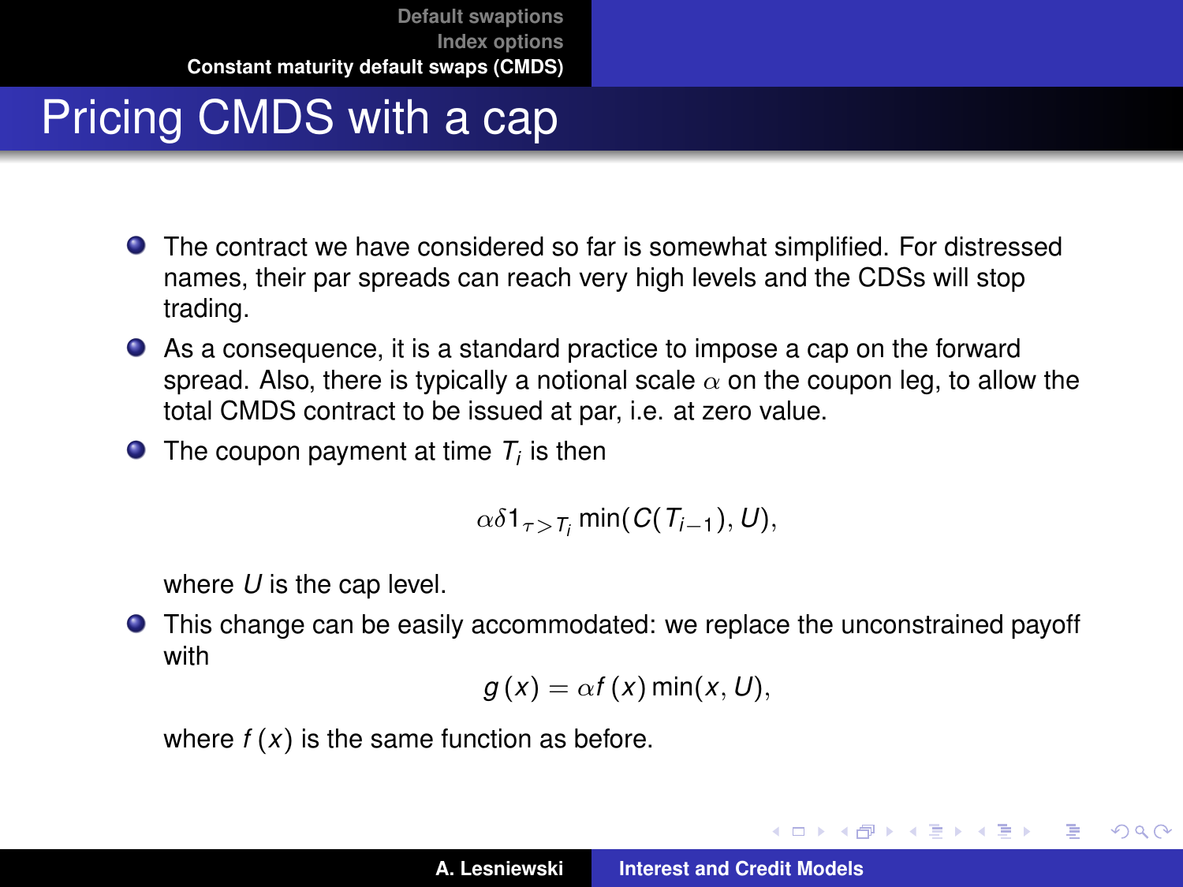# Pricing CMDS with a cap

- The contract we have considered so far is somewhat simplified. For distressed names, their par spreads can reach very high levels and the CDSs will stop trading.
- As a consequence, it is a standard practice to impose a cap on the forward spread. Also, there is typically a notional scale $\alpha$ on the coupon leg, to allow the total CMDS contract to be issued at par, i.e. at zero value.
- The coupon payment at time $T_i$ is then

$$\alpha\delta 1_{\tau > T_i} \min(C(T_{i-1}), U),$$

  where $U$ is the cap level.
- This change can be easily accommodated: we replace the unconstrained payoff with

$$g(x) = \alpha f(x) \min(x, U),$$

  where $f(x)$ is the same function as before.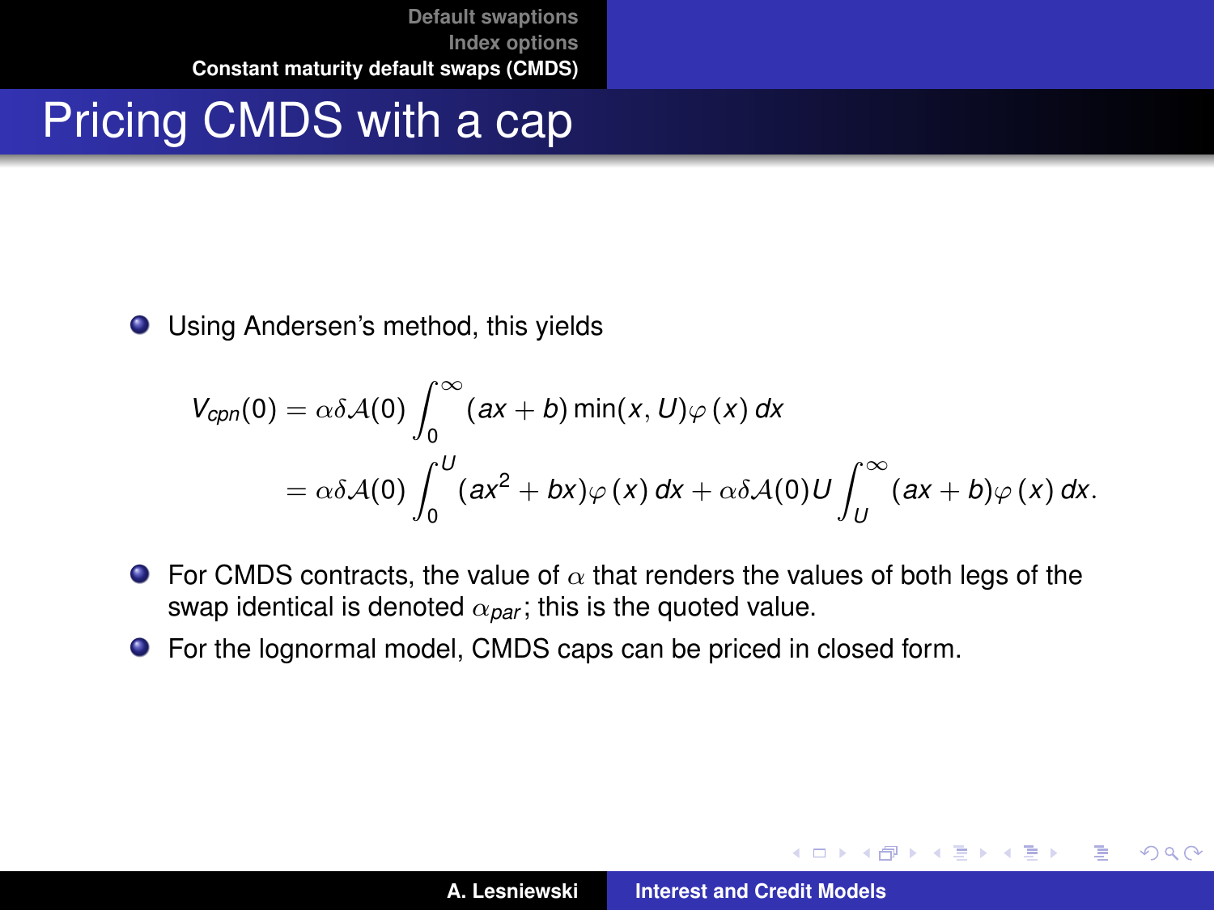# Pricing CMDS with a cap

- Using Andersen's method, this yields

$$
\begin{aligned}
V_{cpn}(0) &= \alpha\delta\mathcal{A}(0)\int_0^\infty (ax+b)\min(x,U)\varphi(x)\,dx \\
&= \alpha\delta\mathcal{A}(0)\int_0^U (ax^2+bx)\varphi(x)\,dx + \alpha\delta\mathcal{A}(0)U\int_U^\infty (ax+b)\varphi(x)\,dx.
\end{aligned}
$$

- For CMDS contracts, the value of $\alpha$ that renders the values of both legs of the swap identical is denoted $\alpha_{par}$; this is the quoted value.
- For the lognormal model, CMDS caps can be priced in closed form.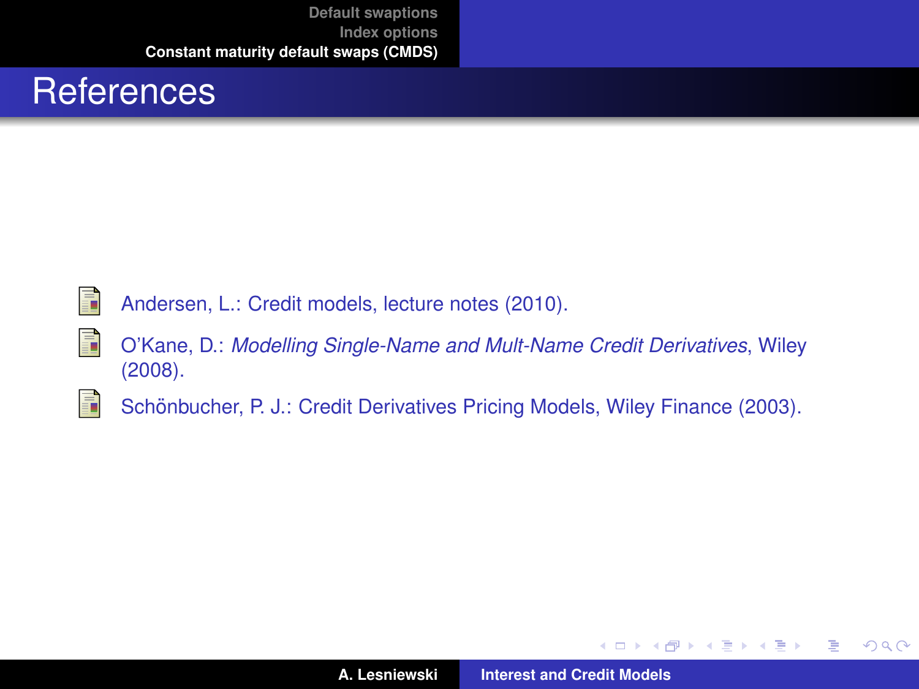# References

- Andersen, L.: Credit models, lecture notes (2010).
- O'Kane, D.: *Modelling Single-Name and Mult-Name Credit Derivatives*, Wiley (2008).
- Schönbucher, P. J.: Credit Derivatives Pricing Models, Wiley Finance (2003).